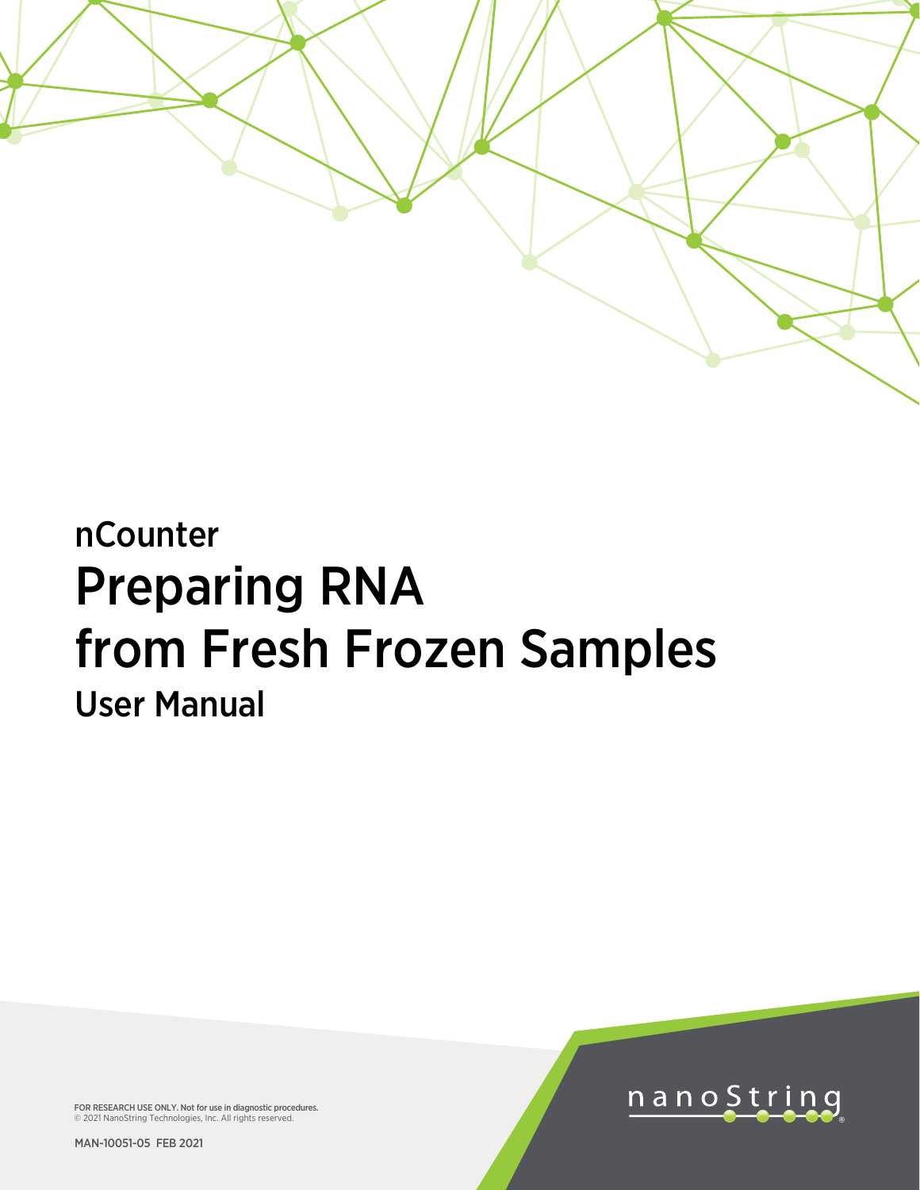nCounter

# Preparing RNA from Fresh Frozen Samples

## User Manual

FOR RESEARCH USE ONLY. Not for use in diagnostic procedures.
© 2021 NanoString Technologies, Inc. All rights reserved.

MAN-10051-05 FEB 2021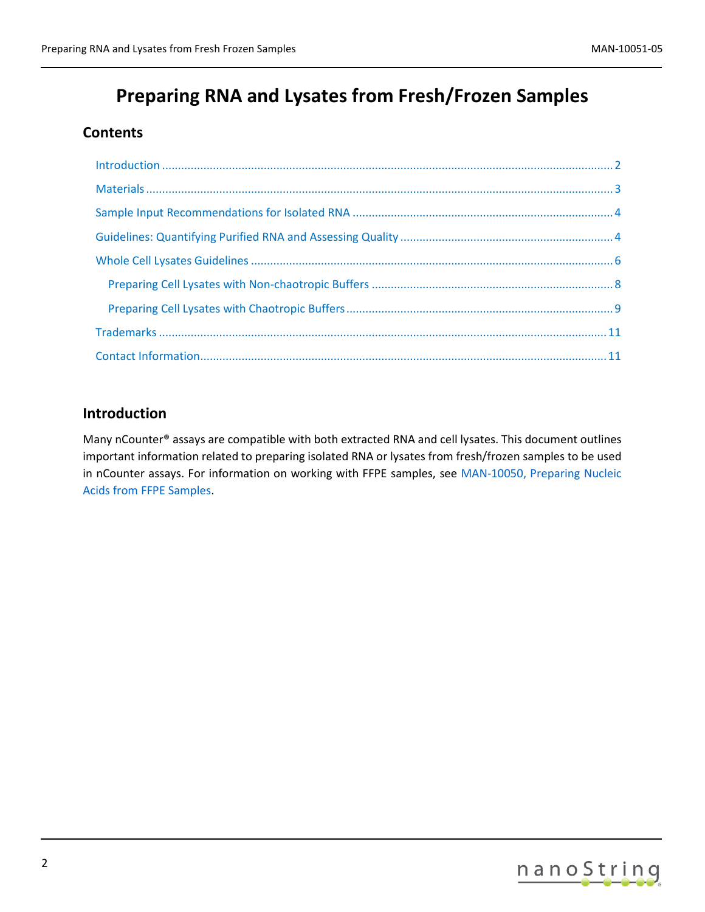# Preparing RNA and Lysates from Fresh/Frozen Samples

## Contents

- Introduction ........ 2
- Materials ........ 3
- Sample Input Recommendations for Isolated RNA ........ 4
- Guidelines: Quantifying Purified RNA and Assessing Quality ........ 4
- Whole Cell Lysates Guidelines ........ 6
  - Preparing Cell Lysates with Non-chaotropic Buffers ........ 8
  - Preparing Cell Lysates with Chaotropic Buffers ........ 9
- Trademarks ........ 11
- Contact Information ........ 11

## Introduction

Many nCounter® assays are compatible with both extracted RNA and cell lysates. This document outlines important information related to preparing isolated RNA or lysates from fresh/frozen samples to be used in nCounter assays. For information on working with FFPE samples, see MAN-10050, Preparing Nucleic Acids from FFPE Samples.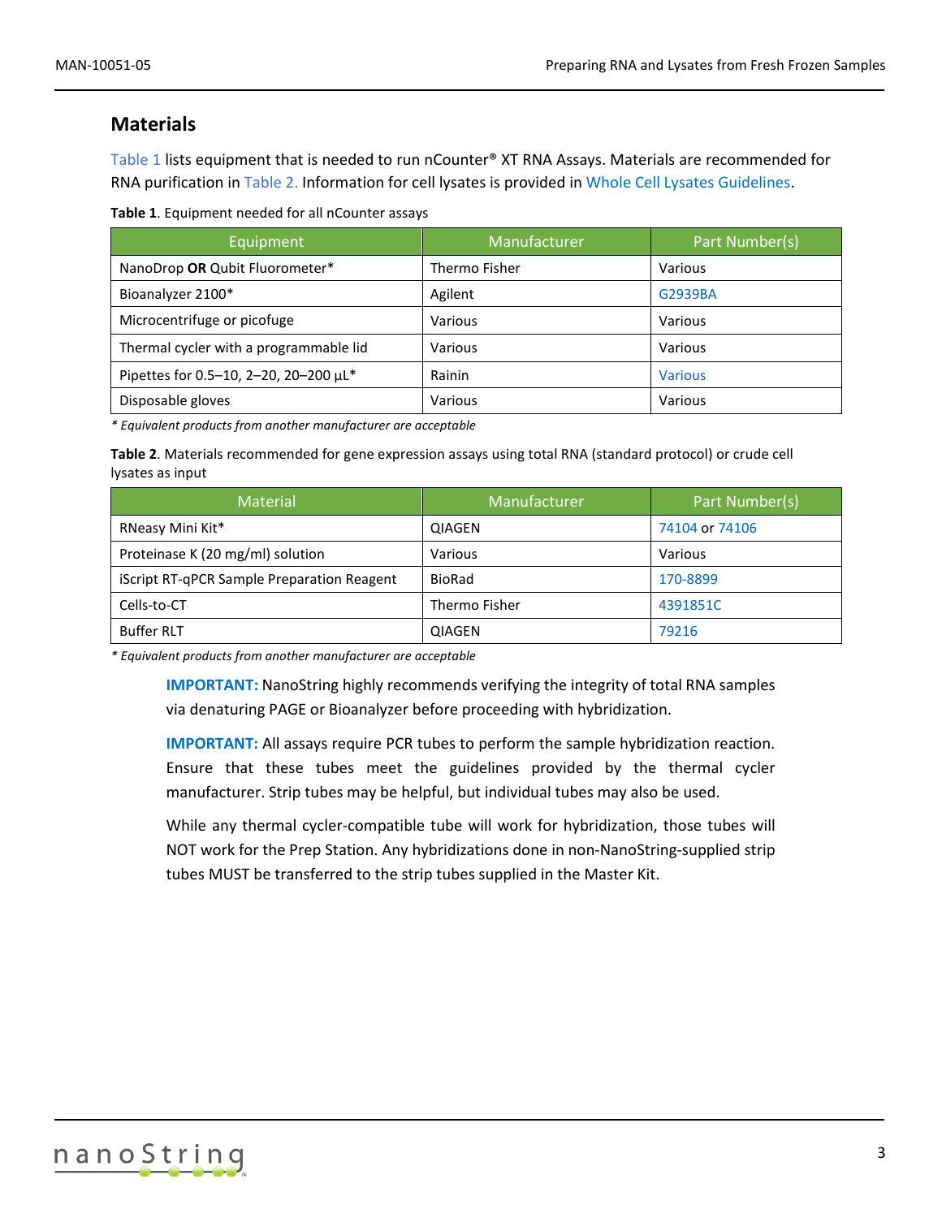## Materials

Table 1 lists equipment that is needed to run nCounter® XT RNA Assays. Materials are recommended for RNA purification in Table 2. Information for cell lysates is provided in Whole Cell Lysates Guidelines.

**Table 1**. Equipment needed for all nCounter assays

| Equipment | Manufacturer | Part Number(s) |
|---|---|---|
| NanoDrop **OR** Qubit Fluorometer* | Thermo Fisher | Various |
| Bioanalyzer 2100* | Agilent | G2939BA |
| Microcentrifuge or picofuge | Various | Various |
| Thermal cycler with a programmable lid | Various | Various |
| Pipettes for 0.5–10, 2–20, 20–200 µL* | Rainin | Various |
| Disposable gloves | Various | Various |

*\* Equivalent products from another manufacturer are acceptable*

**Table 2**. Materials recommended for gene expression assays using total RNA (standard protocol) or crude cell lysates as input

| Material | Manufacturer | Part Number(s) |
|---|---|---|
| RNeasy Mini Kit* | QIAGEN | 74104 or 74106 |
| Proteinase K (20 mg/ml) solution | Various | Various |
| iScript RT-qPCR Sample Preparation Reagent | BioRad | 170-8899 |
| Cells-to-CT | Thermo Fisher | 4391851C |
| Buffer RLT | QIAGEN | 79216 |

*\* Equivalent products from another manufacturer are acceptable*

**IMPORTANT:** NanoString highly recommends verifying the integrity of total RNA samples via denaturing PAGE or Bioanalyzer before proceeding with hybridization.

**IMPORTANT:** All assays require PCR tubes to perform the sample hybridization reaction. Ensure that these tubes meet the guidelines provided by the thermal cycler manufacturer. Strip tubes may be helpful, but individual tubes may also be used.

While any thermal cycler-compatible tube will work for hybridization, those tubes will NOT work for the Prep Station. Any hybridizations done in non-NanoString-supplied strip tubes MUST be transferred to the strip tubes supplied in the Master Kit.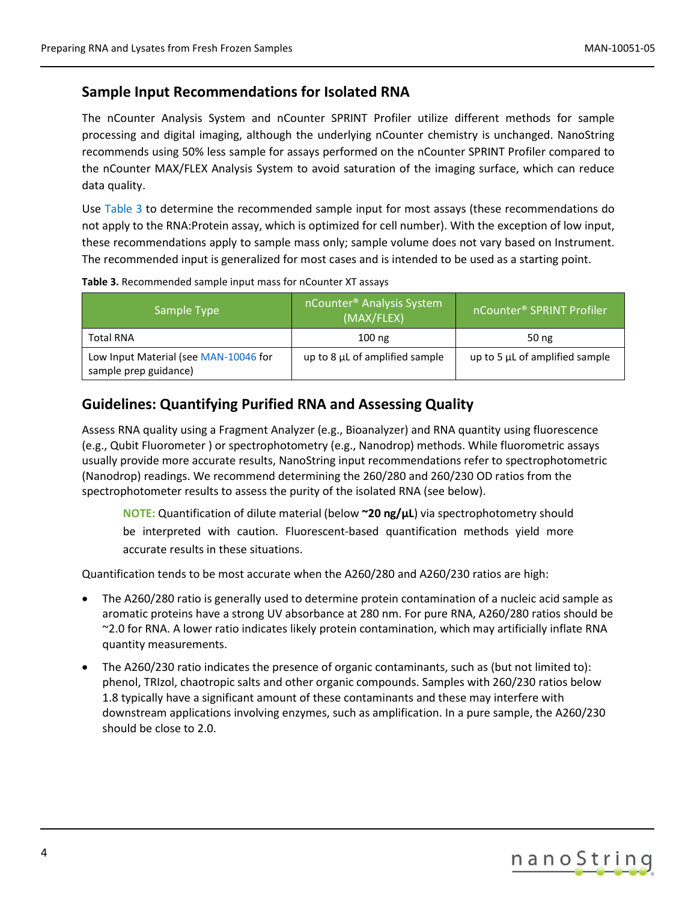## Sample Input Recommendations for Isolated RNA

The nCounter Analysis System and nCounter SPRINT Profiler utilize different methods for sample processing and digital imaging, although the underlying nCounter chemistry is unchanged. NanoString recommends using 50% less sample for assays performed on the nCounter SPRINT Profiler compared to the nCounter MAX/FLEX Analysis System to avoid saturation of the imaging surface, which can reduce data quality.

Use Table 3 to determine the recommended sample input for most assays (these recommendations do not apply to the RNA:Protein assay, which is optimized for cell number). With the exception of low input, these recommendations apply to sample mass only; sample volume does not vary based on Instrument. The recommended input is generalized for most cases and is intended to be used as a starting point.

**Table 3.** Recommended sample input mass for nCounter XT assays

| Sample Type | nCounter® Analysis System (MAX/FLEX) | nCounter® SPRINT Profiler |
|---|---|---|
| Total RNA | 100 ng | 50 ng |
| Low Input Material (see MAN-10046 for sample prep guidance) | up to 8 µL of amplified sample | up to 5 µL of amplified sample |

## Guidelines: Quantifying Purified RNA and Assessing Quality

Assess RNA quality using a Fragment Analyzer (e.g., Bioanalyzer) and RNA quantity using fluorescence (e.g., Qubit Fluorometer ) or spectrophotometry (e.g., Nanodrop) methods. While fluorometric assays usually provide more accurate results, NanoString input recommendations refer to spectrophotometric (Nanodrop) readings. We recommend determining the 260/280 and 260/230 OD ratios from the spectrophotometer results to assess the purity of the isolated RNA (see below).

> **NOTE:** Quantification of dilute material (below **~20 ng/µL**) via spectrophotometry should be interpreted with caution. Fluorescent-based quantification methods yield more accurate results in these situations.

Quantification tends to be most accurate when the A260/280 and A260/230 ratios are high:

- The A260/280 ratio is generally used to determine protein contamination of a nucleic acid sample as aromatic proteins have a strong UV absorbance at 280 nm. For pure RNA, A260/280 ratios should be ~2.0 for RNA. A lower ratio indicates likely protein contamination, which may artificially inflate RNA quantity measurements.
- The A260/230 ratio indicates the presence of organic contaminants, such as (but not limited to): phenol, TRIzol, chaotropic salts and other organic compounds. Samples with 260/230 ratios below 1.8 typically have a significant amount of these contaminants and these may interfere with downstream applications involving enzymes, such as amplification. In a pure sample, the A260/230 should be close to 2.0.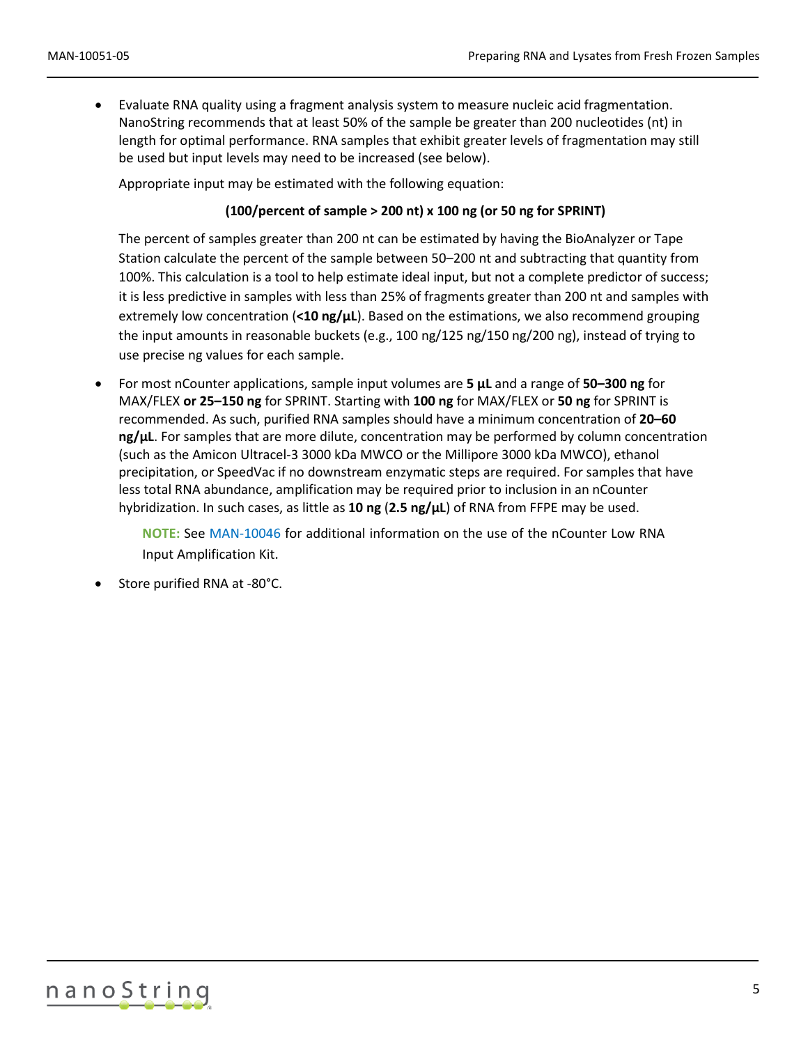- Evaluate RNA quality using a fragment analysis system to measure nucleic acid fragmentation. NanoString recommends that at least 50% of the sample be greater than 200 nucleotides (nt) in length for optimal performance. RNA samples that exhibit greater levels of fragmentation may still be used but input levels may need to be increased (see below).

  Appropriate input may be estimated with the following equation:

  **(100/percent of sample > 200 nt) x 100 ng (or 50 ng for SPRINT)**

  The percent of samples greater than 200 nt can be estimated by having the BioAnalyzer or Tape Station calculate the percent of the sample between 50–200 nt and subtracting that quantity from 100%. This calculation is a tool to help estimate ideal input, but not a complete predictor of success; it is less predictive in samples with less than 25% of fragments greater than 200 nt and samples with extremely low concentration (**<10 ng/µL**). Based on the estimations, we also recommend grouping the input amounts in reasonable buckets (e.g., 100 ng/125 ng/150 ng/200 ng), instead of trying to use precise ng values for each sample.

- For most nCounter applications, sample input volumes are **5 µL** and a range of **50–300 ng** for MAX/FLEX **or 25–150 ng** for SPRINT. Starting with **100 ng** for MAX/FLEX or **50 ng** for SPRINT is recommended. As such, purified RNA samples should have a minimum concentration of **20–60 ng/µL**. For samples that are more dilute, concentration may be performed by column concentration (such as the Amicon Ultracel-3 3000 kDa MWCO or the Millipore 3000 kDa MWCO), ethanol precipitation, or SpeedVac if no downstream enzymatic steps are required. For samples that have less total RNA abundance, amplification may be required prior to inclusion in an nCounter hybridization. In such cases, as little as **10 ng** (**2.5 ng/µL**) of RNA from FFPE may be used.

  **NOTE:** See MAN-10046 for additional information on the use of the nCounter Low RNA Input Amplification Kit.

- Store purified RNA at -80°C.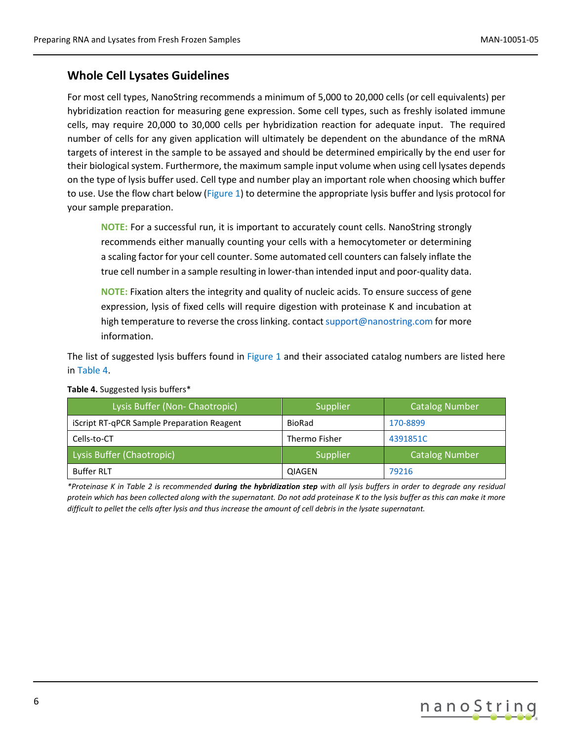## Whole Cell Lysates Guidelines

For most cell types, NanoString recommends a minimum of 5,000 to 20,000 cells (or cell equivalents) per hybridization reaction for measuring gene expression. Some cell types, such as freshly isolated immune cells, may require 20,000 to 30,000 cells per hybridization reaction for adequate input. The required number of cells for any given application will ultimately be dependent on the abundance of the mRNA targets of interest in the sample to be assayed and should be determined empirically by the end user for their biological system. Furthermore, the maximum sample input volume when using cell lysates depends on the type of lysis buffer used. Cell type and number play an important role when choosing which buffer to use. Use the flow chart below (Figure 1) to determine the appropriate lysis buffer and lysis protocol for your sample preparation.

> **NOTE:** For a successful run, it is important to accurately count cells. NanoString strongly recommends either manually counting your cells with a hemocytometer or determining a scaling factor for your cell counter. Some automated cell counters can falsely inflate the true cell number in a sample resulting in lower-than intended input and poor-quality data.

> **NOTE:** Fixation alters the integrity and quality of nucleic acids. To ensure success of gene expression, lysis of fixed cells will require digestion with proteinase K and incubation at high temperature to reverse the cross linking. contact support@nanostring.com for more information.

The list of suggested lysis buffers found in Figure 1 and their associated catalog numbers are listed here in Table 4.

**Table 4.** Suggested lysis buffers*

| Lysis Buffer (Non- Chaotropic) | Supplier | Catalog Number |
|---|---|---|
| iScript RT-qPCR Sample Preparation Reagent | BioRad | 170-8899 |
| Cells-to-CT | Thermo Fisher | 4391851C |
| **Lysis Buffer (Chaotropic)** | **Supplier** | **Catalog Number** |
| Buffer RLT | QIAGEN | 79216 |

*\*Proteinase K in Table 2 is recommended **during the hybridization step** with all lysis buffers in order to degrade any residual protein which has been collected along with the supernatant. Do not add proteinase K to the lysis buffer as this can make it more difficult to pellet the cells after lysis and thus increase the amount of cell debris in the lysate supernatant.*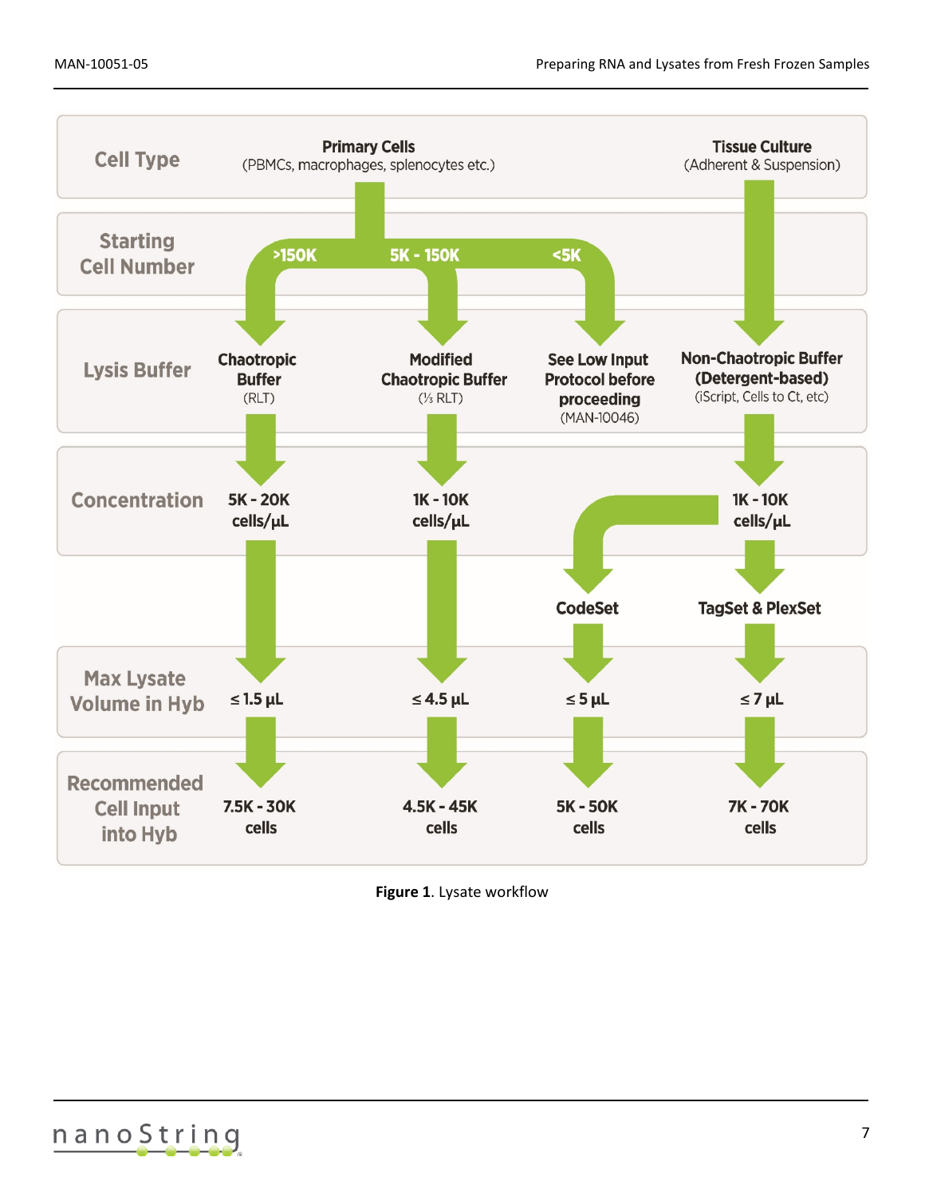| Cell Type | Primary Cells (PBMCs, macrophages, splenocytes etc.) | | | Tissue Culture (Adherent & Suspension) |
|---|---|---|---|---|
| Starting Cell Number | >150K | 5K - 150K | <5K | |
| Lysis Buffer | Chaotropic Buffer (RLT) | Modified Chaotropic Buffer (⅓ RLT) | See Low Input Protocol before proceeding (MAN-10046) | Non-Chaotropic Buffer (Detergent-based) (iScript, Cells to Ct, etc) |
| Concentration | 5K - 20K cells/µL | 1K - 10K cells/µL | | 1K - 10K cells/µL |
| | | | CodeSet | TagSet & PlexSet |
| Max Lysate Volume in Hyb | ≤ 1.5 µL | ≤ 4.5 µL | ≤ 5 µL | ≤ 7 µL |
| Recommended Cell Input into Hyb | 7.5K - 30K cells | 4.5K - 45K cells | 5K - 50K cells | 7K - 70K cells |

**Figure 1**. Lysate workflow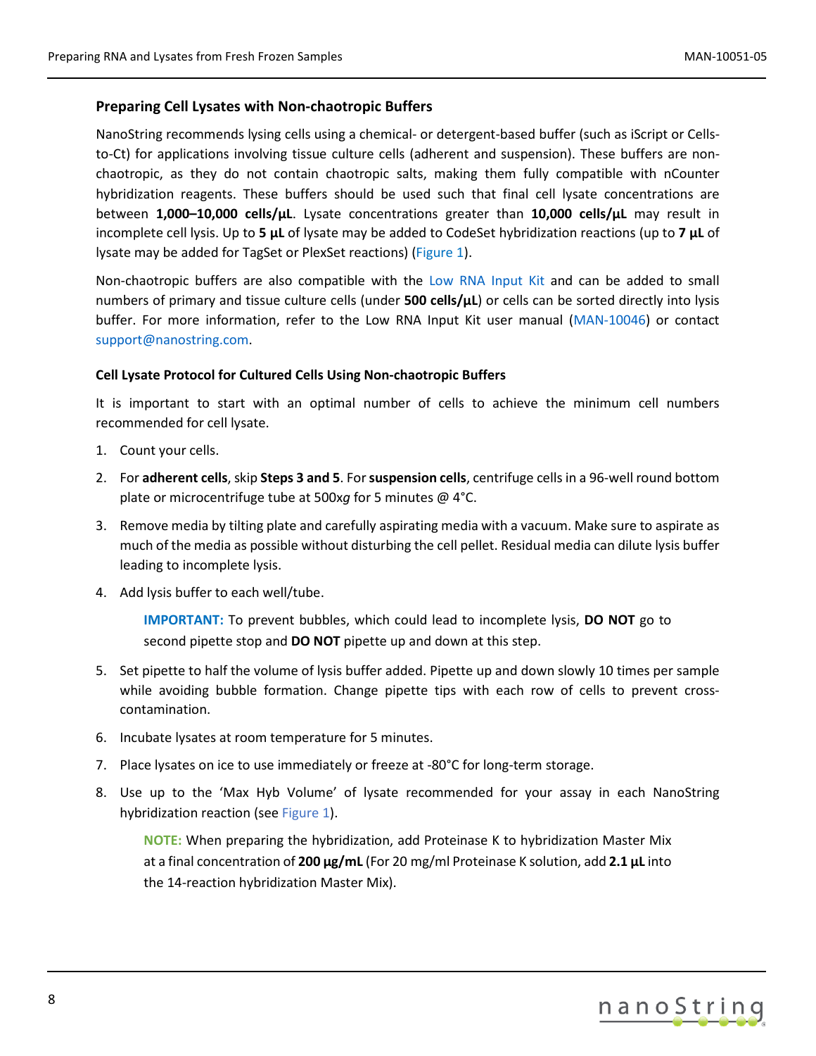## Preparing Cell Lysates with Non-chaotropic Buffers

NanoString recommends lysing cells using a chemical- or detergent-based buffer (such as iScript or Cells-to-Ct) for applications involving tissue culture cells (adherent and suspension). These buffers are non-chaotropic, as they do not contain chaotropic salts, making them fully compatible with nCounter hybridization reagents. These buffers should be used such that final cell lysate concentrations are between **1,000–10,000 cells/µL**. Lysate concentrations greater than **10,000 cells/µL** may result in incomplete cell lysis. Up to **5 µL** of lysate may be added to CodeSet hybridization reactions (up to **7 µL** of lysate may be added for TagSet or PlexSet reactions) (Figure 1).

Non-chaotropic buffers are also compatible with the Low RNA Input Kit and can be added to small numbers of primary and tissue culture cells (under **500 cells/µL**) or cells can be sorted directly into lysis buffer. For more information, refer to the Low RNA Input Kit user manual (MAN-10046) or contact support@nanostring.com.

### Cell Lysate Protocol for Cultured Cells Using Non-chaotropic Buffers

It is important to start with an optimal number of cells to achieve the minimum cell numbers recommended for cell lysate.

1. Count your cells.
2. For **adherent cells**, skip **Steps 3 and 5**. For **suspension cells**, centrifuge cells in a 96-well round bottom plate or microcentrifuge tube at 500x*g* for 5 minutes @ 4°C.
3. Remove media by tilting plate and carefully aspirating media with a vacuum. Make sure to aspirate as much of the media as possible without disturbing the cell pellet. Residual media can dilute lysis buffer leading to incomplete lysis.
4. Add lysis buffer to each well/tube.

   **IMPORTANT:** To prevent bubbles, which could lead to incomplete lysis, **DO NOT** go to second pipette stop and **DO NOT** pipette up and down at this step.

5. Set pipette to half the volume of lysis buffer added. Pipette up and down slowly 10 times per sample while avoiding bubble formation. Change pipette tips with each row of cells to prevent cross-contamination.
6. Incubate lysates at room temperature for 5 minutes.
7. Place lysates on ice to use immediately or freeze at -80°C for long-term storage.
8. Use up to the 'Max Hyb Volume' of lysate recommended for your assay in each NanoString hybridization reaction (see Figure 1).

   **NOTE:** When preparing the hybridization, add Proteinase K to hybridization Master Mix at a final concentration of **200 µg/mL** (For 20 mg/ml Proteinase K solution, add **2.1 µL** into the 14-reaction hybridization Master Mix).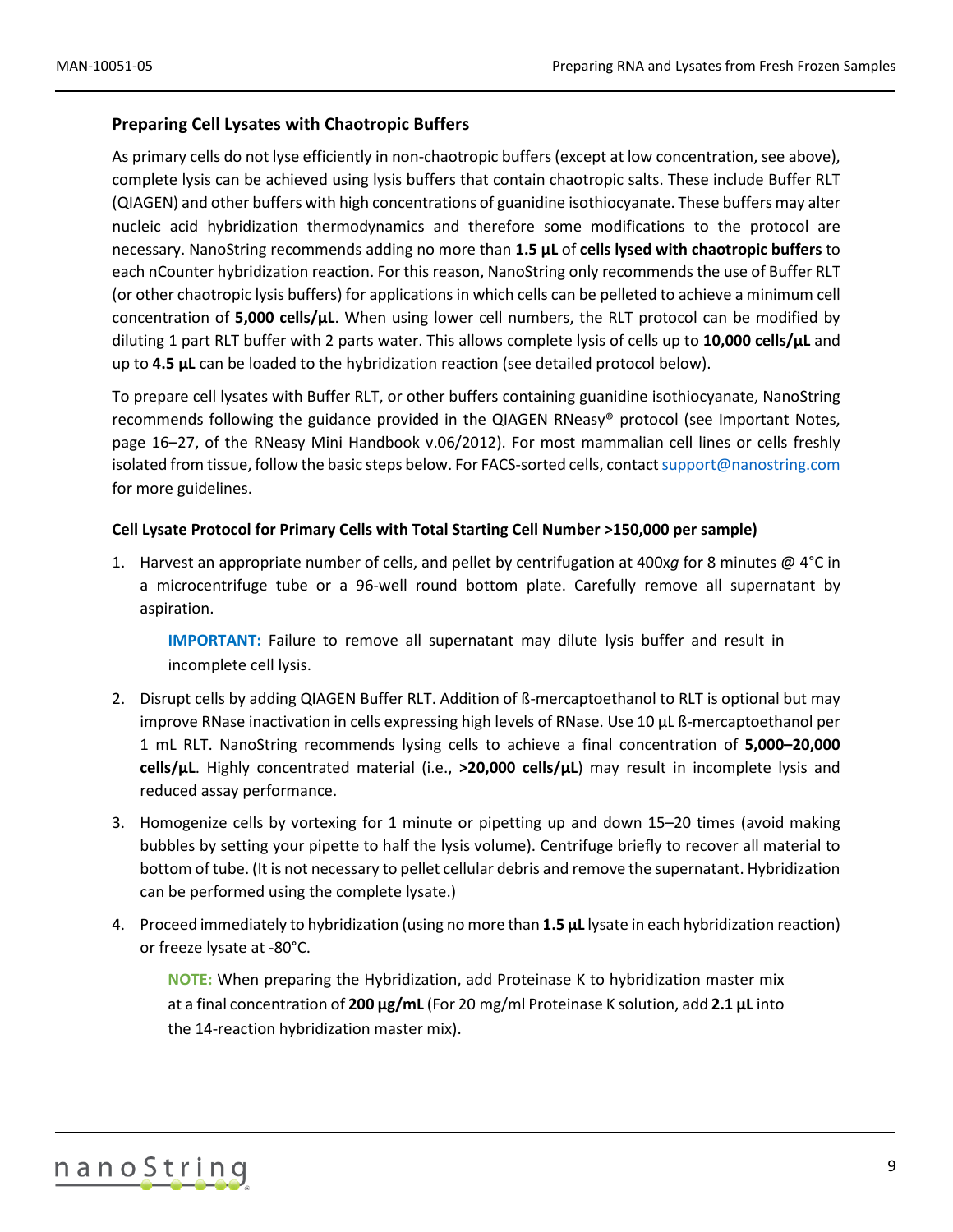## Preparing Cell Lysates with Chaotropic Buffers

As primary cells do not lyse efficiently in non-chaotropic buffers (except at low concentration, see above), complete lysis can be achieved using lysis buffers that contain chaotropic salts. These include Buffer RLT (QIAGEN) and other buffers with high concentrations of guanidine isothiocyanate. These buffers may alter nucleic acid hybridization thermodynamics and therefore some modifications to the protocol are necessary. NanoString recommends adding no more than **1.5 µL** of **cells lysed with chaotropic buffers** to each nCounter hybridization reaction. For this reason, NanoString only recommends the use of Buffer RLT (or other chaotropic lysis buffers) for applications in which cells can be pelleted to achieve a minimum cell concentration of **5,000 cells/µL**. When using lower cell numbers, the RLT protocol can be modified by diluting 1 part RLT buffer with 2 parts water. This allows complete lysis of cells up to **10,000 cells/µL** and up to **4.5 µL** can be loaded to the hybridization reaction (see detailed protocol below).

To prepare cell lysates with Buffer RLT, or other buffers containing guanidine isothiocyanate, NanoString recommends following the guidance provided in the QIAGEN RNeasy® protocol (see Important Notes, page 16–27, of the RNeasy Mini Handbook v.06/2012). For most mammalian cell lines or cells freshly isolated from tissue, follow the basic steps below. For FACS-sorted cells, contact support@nanostring.com for more guidelines.

**Cell Lysate Protocol for Primary Cells with Total Starting Cell Number >150,000 per sample)**

1. Harvest an appropriate number of cells, and pellet by centrifugation at 400x*g* for 8 minutes @ 4°C in a microcentrifuge tube or a 96-well round bottom plate. Carefully remove all supernatant by aspiration.

   **IMPORTANT:** Failure to remove all supernatant may dilute lysis buffer and result in incomplete cell lysis.

2. Disrupt cells by adding QIAGEN Buffer RLT. Addition of ß-mercaptoethanol to RLT is optional but may improve RNase inactivation in cells expressing high levels of RNase. Use 10 µL ß-mercaptoethanol per 1 mL RLT. NanoString recommends lysing cells to achieve a final concentration of **5,000–20,000 cells/µL**. Highly concentrated material (i.e., **>20,000 cells/µL**) may result in incomplete lysis and reduced assay performance.

3. Homogenize cells by vortexing for 1 minute or pipetting up and down 15–20 times (avoid making bubbles by setting your pipette to half the lysis volume). Centrifuge briefly to recover all material to bottom of tube. (It is not necessary to pellet cellular debris and remove the supernatant. Hybridization can be performed using the complete lysate.)

4. Proceed immediately to hybridization (using no more than **1.5 µL** lysate in each hybridization reaction) or freeze lysate at -80°C.

   **NOTE:** When preparing the Hybridization, add Proteinase K to hybridization master mix at a final concentration of **200 µg/mL** (For 20 mg/ml Proteinase K solution, add **2.1 µL** into the 14-reaction hybridization master mix).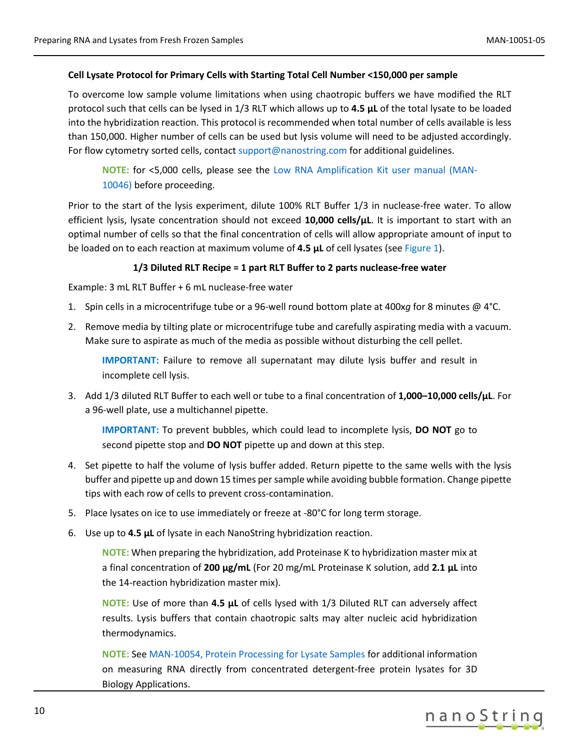### Cell Lysate Protocol for Primary Cells with Starting Total Cell Number <150,000 per sample

To overcome low sample volume limitations when using chaotropic buffers we have modified the RLT protocol such that cells can be lysed in 1/3 RLT which allows up to **4.5 µL** of the total lysate to be loaded into the hybridization reaction. This protocol is recommended when total number of cells available is less than 150,000. Higher number of cells can be used but lysis volume will need to be adjusted accordingly. For flow cytometry sorted cells, contact support@nanostring.com for additional guidelines.

> **NOTE:** for <5,000 cells, please see the Low RNA Amplification Kit user manual (MAN-10046) before proceeding.

Prior to the start of the lysis experiment, dilute 100% RLT Buffer 1/3 in nuclease-free water. To allow efficient lysis, lysate concentration should not exceed **10,000 cells/µL**. It is important to start with an optimal number of cells so that the final concentration of cells will allow appropriate amount of input to be loaded on to each reaction at maximum volume of **4.5 µL** of cell lysates (see Figure 1).

**1/3 Diluted RLT Recipe = 1 part RLT Buffer to 2 parts nuclease-free water**

Example: 3 mL RLT Buffer + 6 mL nuclease-free water

1. Spin cells in a microcentrifuge tube or a 96-well round bottom plate at 400x*g* for 8 minutes @ 4°C.
2. Remove media by tilting plate or microcentrifuge tube and carefully aspirating media with a vacuum. Make sure to aspirate as much of the media as possible without disturbing the cell pellet.

   > **IMPORTANT:** Failure to remove all supernatant may dilute lysis buffer and result in incomplete cell lysis.

3. Add 1/3 diluted RLT Buffer to each well or tube to a final concentration of **1,000–10,000 cells/µL**. For a 96-well plate, use a multichannel pipette.

   > **IMPORTANT:** To prevent bubbles, which could lead to incomplete lysis, **DO NOT** go to second pipette stop and **DO NOT** pipette up and down at this step.

4. Set pipette to half the volume of lysis buffer added. Return pipette to the same wells with the lysis buffer and pipette up and down 15 times per sample while avoiding bubble formation. Change pipette tips with each row of cells to prevent cross-contamination.
5. Place lysates on ice to use immediately or freeze at -80°C for long term storage.
6. Use up to **4.5 µL** of lysate in each NanoString hybridization reaction.

   > **NOTE:** When preparing the hybridization, add Proteinase K to hybridization master mix at a final concentration of **200 µg/mL** (For 20 mg/mL Proteinase K solution, add **2.1 µL** into the 14-reaction hybridization master mix).

   > **NOTE:** Use of more than **4.5 µL** of cells lysed with 1/3 Diluted RLT can adversely affect results. Lysis buffers that contain chaotropic salts may alter nucleic acid hybridization thermodynamics.

   > **NOTE:** See MAN-10054, Protein Processing for Lysate Samples for additional information on measuring RNA directly from concentrated detergent-free protein lysates for 3D Biology Applications.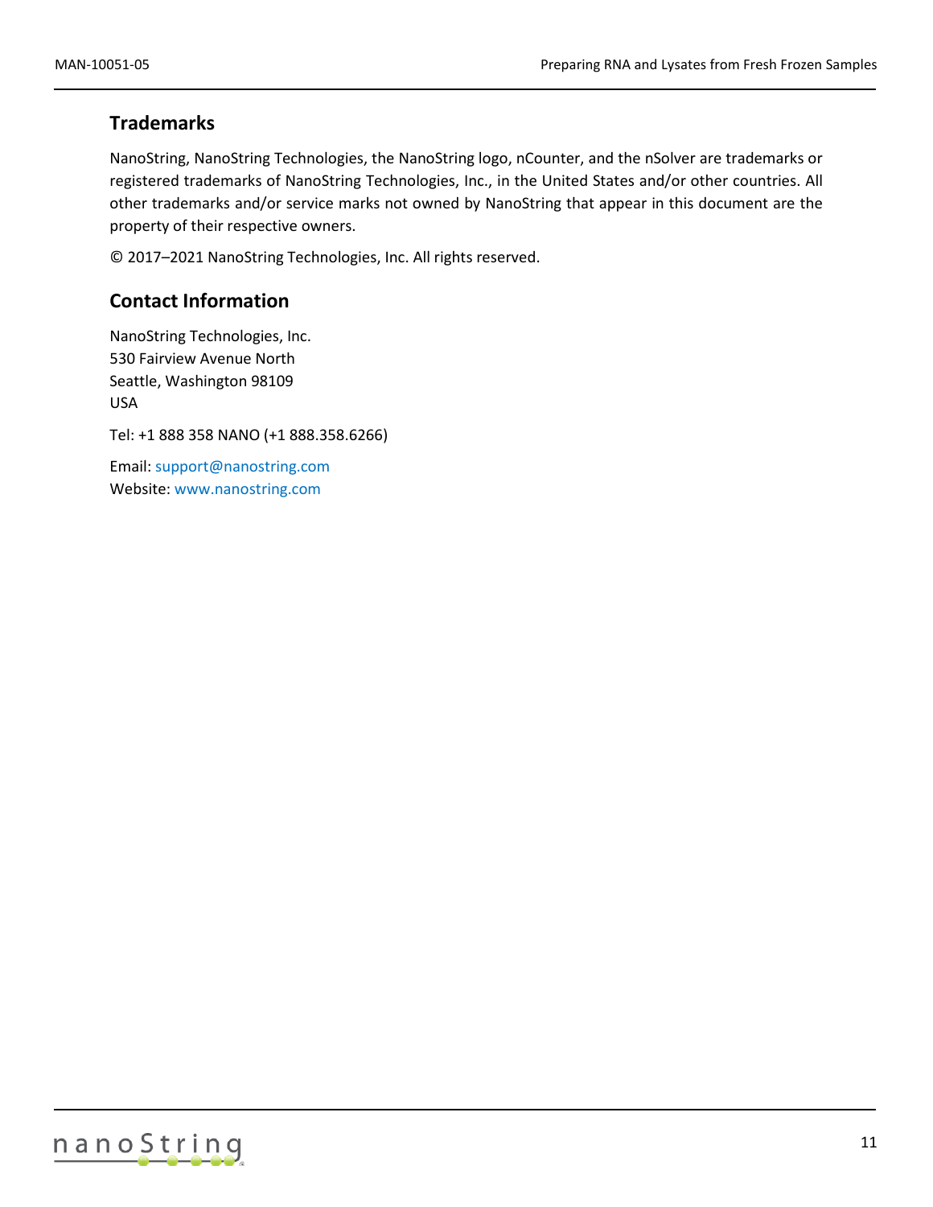## Trademarks

NanoString, NanoString Technologies, the NanoString logo, nCounter, and the nSolver are trademarks or registered trademarks of NanoString Technologies, Inc., in the United States and/or other countries. All other trademarks and/or service marks not owned by NanoString that appear in this document are the property of their respective owners.

© 2017–2021 NanoString Technologies, Inc. All rights reserved.

## Contact Information

NanoString Technologies, Inc.
530 Fairview Avenue North
Seattle, Washington 98109
USA

Tel: +1 888 358 NANO (+1 888.358.6266)

Email: support@nanostring.com
Website: www.nanostring.com